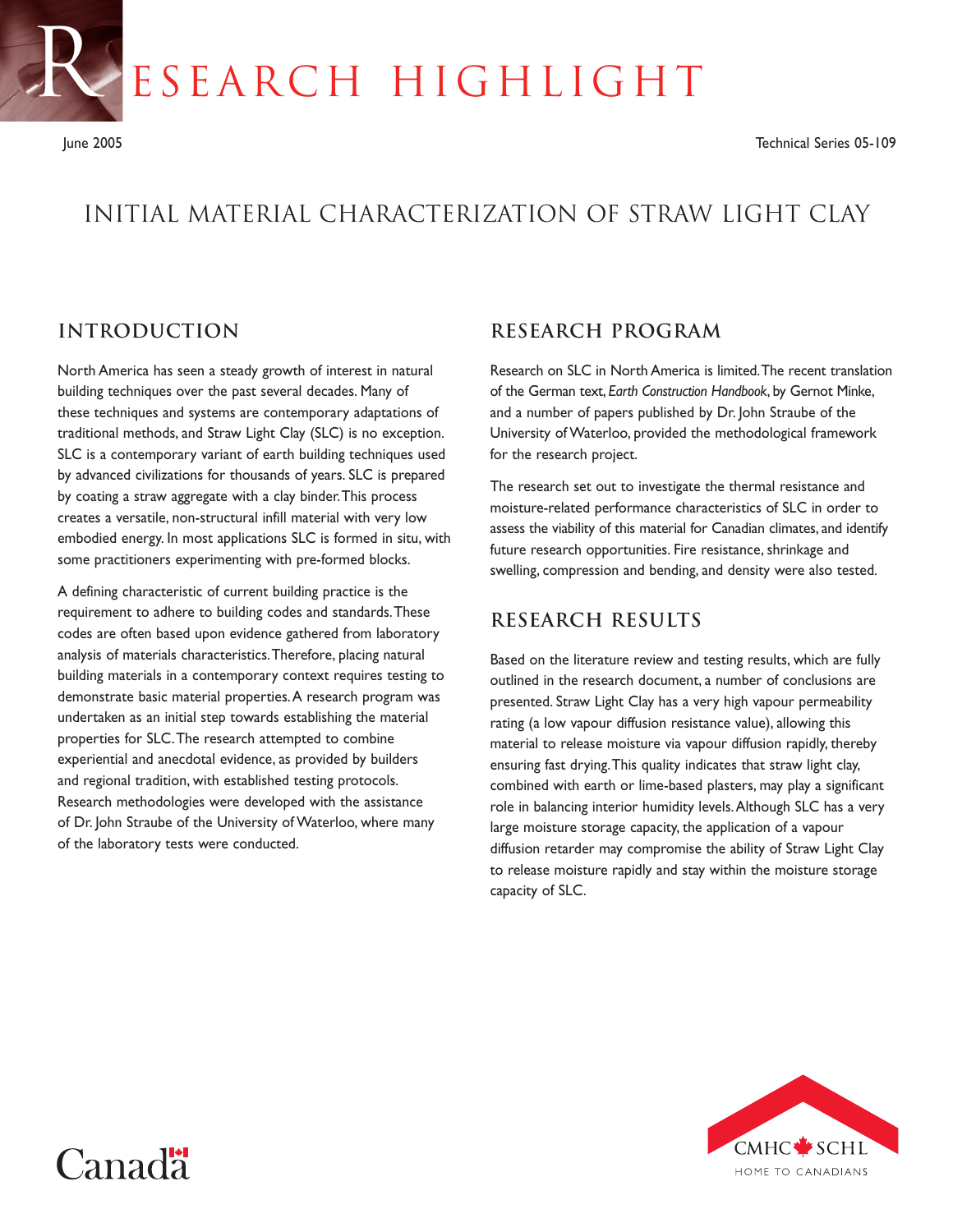# RESEARCH HIGHLIGHT

June 2005 Technical Series 05-109

## INITIAL MATERIAL CHARACTERIZATION OF STRAW LIGHT CLAY

### INTRODUCTION

North America has seen a steady growth of interest in natural building techniques over the past several decades. Many of these techniques and systems are contemporary adaptations of traditional methods, and Straw Light Clay (SLC) is no exception. SLC is a contemporary variant of earth building techniques used by advanced civilizations for thousands of years. SLC is prepared by coating a straw aggregate with a clay binder. This process creates a versatile, non-structural infill material with very low embodied energy. In most applications SLC is formed in situ, with some practitioners experimenting with pre-formed blocks.

A defining characteristic of current building practice is the requirement to adhere to building codes and standards. These codes are often based upon evidence gathered from laboratory analysis of materials characteristics. Therefore, placing natural building materials in a contemporary context requires testing to demonstrate basic material properties. A research program was undertaken as an initial step towards establishing the material properties for SLC. The research attempted to combine experiential and anecdotal evidence, as provided by builders and regional tradition, with established testing protocols. Research methodologies were developed with the assistance of Dr. John Straube of the University of Waterloo, where many of the laboratory tests were conducted.

### RESEARCH PROGRAM

Research on SLC in North America is limited. The recent translation of the German text, *Earth Construction Handbook*, by Gernot Minke, and a number of papers published by Dr. John Straube of the University of Waterloo, provided the methodological framework for the research project.

The research set out to investigate the thermal resistance and moisture-related performance characteristics of SLC in order to assess the viability of this material for Canadian climates, and identify future research opportunities. Fire resistance, shrinkage and swelling, compression and bending, and density were also tested.

### RESEARCH RESULTS

Based on the literature review and testing results, which are fully outlined in the research document, a number of conclusions are presented. Straw Light Clay has a very high vapour permeability rating (a low vapour diffusion resistance value), allowing this material to release moisture via vapour diffusion rapidly, thereby ensuring fast drying. This quality indicates that straw light clay, combined with earth or lime-based plasters, may play a significant role in balancing interior humidity levels. Although SLC has a very large moisture storage capacity, the application of a vapour diffusion retarder may compromise the ability of Straw Light Clay to release moisture rapidly and stay within the moisture storage capacity of SLC.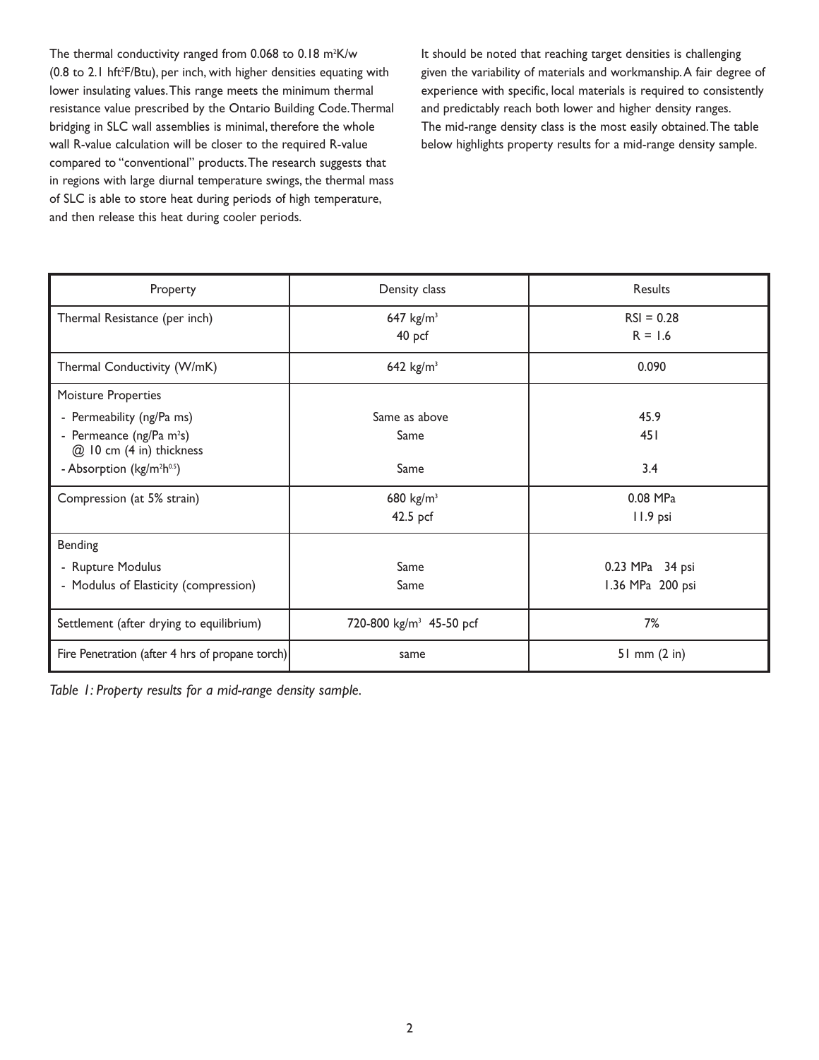The thermal conductivity ranged from 0.068 to 0.18 $m^2K/w$ (0.8 to 2.1 $hft^2F/Btu$), per inch, with higher densities equating with lower insulating values. This range meets the minimum thermal resistance value prescribed by the Ontario Building Code. Thermal bridging in SLC wall assemblies is minimal, therefore the whole wall R-value calculation will be closer to the required R-value compared to "conventional" products. The research suggests that in regions with large diurnal temperature swings, the thermal mass of SLC is able to store heat during periods of high temperature, and then release this heat during cooler periods.

It should be noted that reaching target densities is challenging given the variability of materials and workmanship. A fair degree of experience with specific, local materials is required to consistently and predictably reach both lower and higher density ranges. The mid-range density class is the most easily obtained. The table below highlights property results for a mid-range density sample.

| Property | Density class | Results |
|---|---|---|
| Thermal Resistance (per inch) | 647 $kg/m^3$<br>40 pcf | RSI = 0.28<br>R = 1.6 |
| Thermal Conductivity (W/mK) | 642 $kg/m^3$ | 0.090 |
| Moisture Properties | | |
| - Permeability (ng/Pa ms) | Same as above | 45.9 |
| - Permeance (ng/Pa $m^2$s) @ 10 cm (4 in) thickness | Same | 451 |
| - Absorption ($kg/m^2h^{0.5}$) | Same | 3.4 |
| Compression (at 5% strain) | 680 $kg/m^3$<br>42.5 pcf | 0.08 MPa<br>11.9 psi |
| Bending | | |
| - Rupture Modulus | Same | 0.23 MPa 34 psi |
| - Modulus of Elasticity (compression) | Same | 1.36 MPa 200 psi |
| Settlement (after drying to equilibrium) | 720-800 $kg/m^3$ 45-50 pcf | 7% |
| Fire Penetration (after 4 hrs of propane torch) | same | 51 mm (2 in) |

*Table 1: Property results for a mid-range density sample.*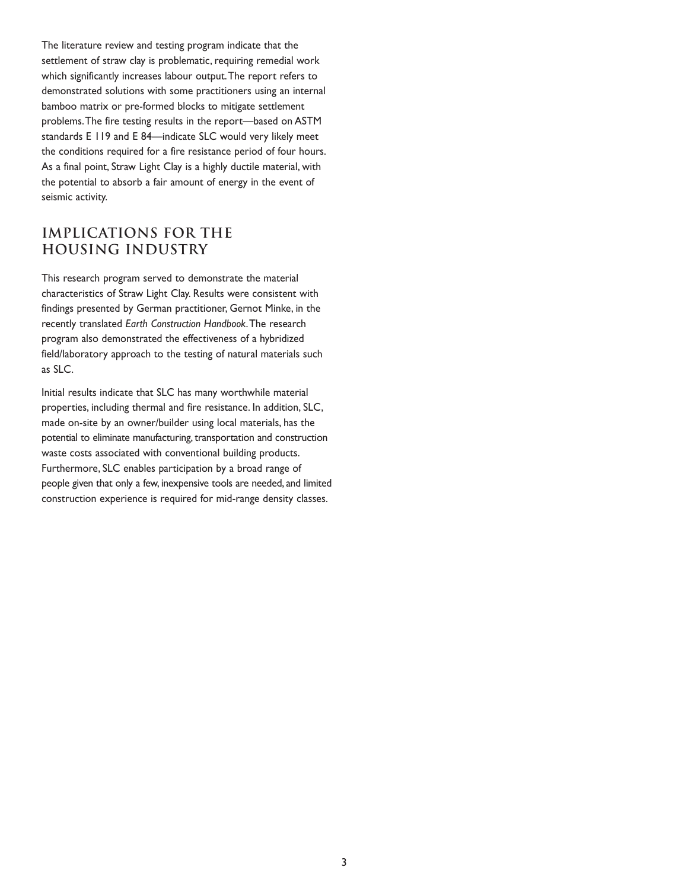The literature review and testing program indicate that the settlement of straw clay is problematic, requiring remedial work which significantly increases labour output. The report refers to demonstrated solutions with some practitioners using an internal bamboo matrix or pre-formed blocks to mitigate settlement problems. The fire testing results in the report—based on ASTM standards E 119 and E 84—indicate SLC would very likely meet the conditions required for a fire resistance period of four hours. As a final point, Straw Light Clay is a highly ductile material, with the potential to absorb a fair amount of energy in the event of seismic activity.

## IMPLICATIONS FOR THE HOUSING INDUSTRY

This research program served to demonstrate the material characteristics of Straw Light Clay. Results were consistent with findings presented by German practitioner, Gernot Minke, in the recently translated *Earth Construction Handbook*. The research program also demonstrated the effectiveness of a hybridized field/laboratory approach to the testing of natural materials such as SLC.

Initial results indicate that SLC has many worthwhile material properties, including thermal and fire resistance. In addition, SLC, made on-site by an owner/builder using local materials, has the potential to eliminate manufacturing, transportation and construction waste costs associated with conventional building products. Furthermore, SLC enables participation by a broad range of people given that only a few, inexpensive tools are needed, and limited construction experience is required for mid-range density classes.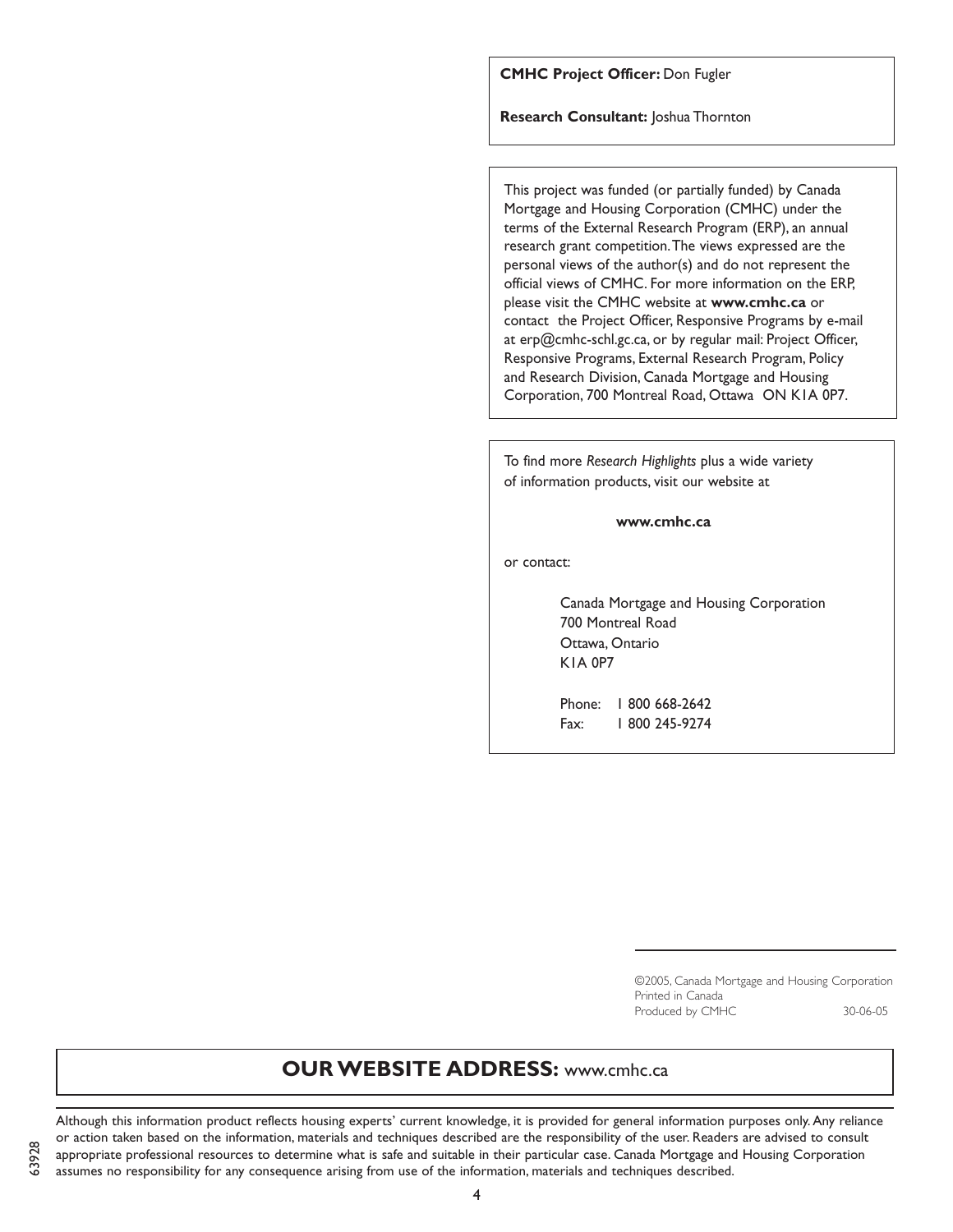**CMHC Project Officer:** Don Fugler

**Research Consultant:** Joshua Thornton

This project was funded (or partially funded) by Canada Mortgage and Housing Corporation (CMHC) under the terms of the External Research Program (ERP), an annual research grant competition. The views expressed are the personal views of the author(s) and do not represent the official views of CMHC. For more information on the ERP, please visit the CMHC website at **www.cmhc.ca** or contact the Project Officer, Responsive Programs by e-mail at erp@cmhc-schl.gc.ca, or by regular mail: Project Officer, Responsive Programs, External Research Program, Policy and Research Division, Canada Mortgage and Housing Corporation, 700 Montreal Road, Ottawa ON K1A 0P7.

To find more *Research Highlights* plus a wide variety of information products, visit our website at

**www.cmhc.ca**

or contact:

Canada Mortgage and Housing Corporation
700 Montreal Road
Ottawa, Ontario
K1A 0P7

Phone: 1 800 668-2642
Fax: 1 800 245-9274

©2005, Canada Mortgage and Housing Corporation
Printed in Canada
Produced by CMHC 30-06-05

**OUR WEBSITE ADDRESS:** www.cmhc.ca

Although this information product reflects housing experts' current knowledge, it is provided for general information purposes only. Any reliance or action taken based on the information, materials and techniques described are the responsibility of the user. Readers are advised to consult appropriate professional resources to determine what is safe and suitable in their particular case. Canada Mortgage and Housing Corporation assumes no responsibility for any consequence arising from use of the information, materials and techniques described.

63928